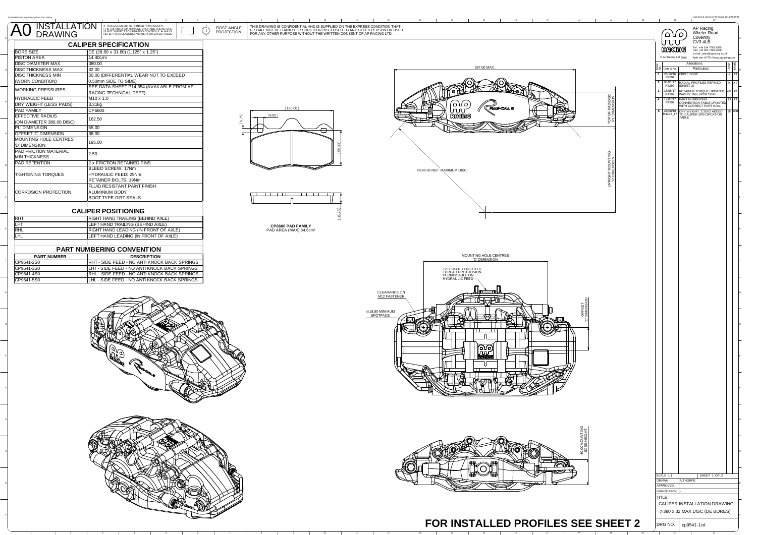# A0 INSTALLATION DRAWING

IF THIS DOCUMENT IS PRINTED IN HARDCOPY IT IS FOR INFORMATION USE ONLY AND THEREFORE IS NOT SUBJECT TO UPDATING CONTROLS. ALWAYS REFER TO SOLIDWORKS VIEWER FOR LATEST ISSUE.

FIRST ANGLE PROJECTION

THIS DRAWING IS CONFIDENTIAL AND IS SUPPLIED ON THE EXPRESS CONDITION THAT IT SHALL NOT BE LOANED OR COPIED OR DISCLOSED TO ANY OTHER PERSON OR USED FOR ANY OTHER PURPOSE WITHOUT THE WRITTEN CONSENT OF AP RACING LTD.

## CALIPER SPECIFICATION

| | |
|---|---|
| BORE SIZE | DE (28.60 x 31.80) (1.125" x 1.25") |
| PISTON AREA | 14.40cm² |
| DISC DIAMETER MAX | 380.00 |
| DISC THICKNESS MAX | 32.00 |
| DISC THICKNESS MIN (WORN CONDITION) | 30.00 (DIFFERENTIAL WEAR NOT TO EXCEED 0.50mm SIDE TO SIDE) |
| WORKING PRESSURES | SEE DATA SHEET P14.354 (AVAILABLE FROM AP RACING TECHNICAL DEPT) |
| HYDRAULIC FEED | M10 x 1.0 |
| DRY WEIGHT (LESS PADS) | 3.31kg |
| PAD FAMILY | CP6600 |
| EFFECTIVE RADIUS (ON DIAMETER 380.00 DISC) | 162.50 |
| 'PL' DIMENSION | 55.00 |
| OFFSET 'C' DIMENSION | 36.00 |
| MOUNTING HOLE CENTRES 'D' DIMENSION | 195.00 |
| PAD FRICTION MATERIAL MIN THICKNESS | 2.50 |
| PAD RETENTION | 2 x FRICTION RETAINED PINS |
| TIGHTENING TORQUES | BLEED SCREW: 17Nm<br>HYDRAULIC FEED: 25Nm<br>RETAINER BOLTS: 19Nm |
| CORROSION PROTECTION | FLUID RESISTANT PAINT FINISH<br>ALUMINIUM BODY<br>BOOT TYPE DIRT SEALS |

## CALIPER POSITIONING

| | |
|---|---|
| RHT | RIGHT HAND TRAILING (BEHIND AXLE) |
| LHT | LEFT HAND TRAILING (BEHIND AXLE) |
| RHL | RIGHT HAND LEADING (IN FRONT OF AXLE) |
| LHL | LEFT HAND LEADING (IN FRONT OF AXLE) |

## PART NUMBERING CONVENTION

| PART NUMBER | DESCRIPTION |
|---|---|
| CP9541-2S0 | RHT - SIDE FEED - NO ANTI KNOCK BACK SPRINGS |
| CP9541-3S0 | LHT - SIDE FEED - NO ANTI KNOCK BACK SPRINGS |
| CP9541-4S0 | RHL - SIDE FEED - NO ANTI KNOCK BACK SPRINGS |
| CP9541-5S0 | LHL - SIDE FEED - NO ANTI KNOCK BACK SPRINGS |

130.00
9.00
6.75
55.00
16.75

**CP6600 PAD FAMILY**
PAD AREA (MAX) 64.6cm²

287.00 MAX.
TOP OF PAD/DISC 'PL' DIMENSION
UPRIGHT MOUNTING 'U' DIMENSION
R190.00 REF. MAXIMUM DISC

MOUNTING HOLE CENTRES 'D' DIMENSION
12.00 MAX. LENGTH OF THREAD PROTRUSION PERMISSABLE ON HYDRAULIC FEED
CLEARANCE ON M12 FASTENER
∅18.50 MINIMUM SPOTFACE
OFFSET 'C' DIMENSION

40.00 MOUNTING BOSS HEIGHT

AP Racing
Wheler Road
Coventry
CV3 4LB
Tel: +44 024 7663 9595
Fax: +44 024 7663 9559
e-mail: sales@apracing.co.uk
Web site: HTTP://www.apracing.com
© AP Racing Ltd. 2016

## Alterations

| Issue No. | Date & No. | Particulars | Zone | Initials |
|---|---|---|---|---|
| 1 | 25/10/16 R4293 | FIRST ISSUE | - | AT |
| 2 | 06/01/17 R4292 | RADIAL PROFILES REFINED (SHEET 2) | - | AT |
| 3 | 18/05/17 R4292 | RETAINER TORQUE UPDATED WAS 27.1Nm, NOW 19Nm | 4M | AT |
| 4 | 17/07/17 R4292 | PART NUMBERING CONVENTION TABLE UPDATED WITH CORRECT PART NO's. | 1J | AT |
| 5 | 29/08/18 R4292_17 | DRY WEIGHT, 3.31KG ADDED TO CALIPER SPECIFICATION TABLE | 3P | SPB |

SCALE 1:1 | SHEET 1 OF 2
DRAWN: A.THORPE
APPROVED: -
DERIVED FROM: -
TITLE: CALIPER INSTALLATION DRAWING ∅380 x 32 MAX DISC (DE BORES)
DRG NO.: cp9541-1cd

# FOR INSTALLED PROFILES SEE SHEET 2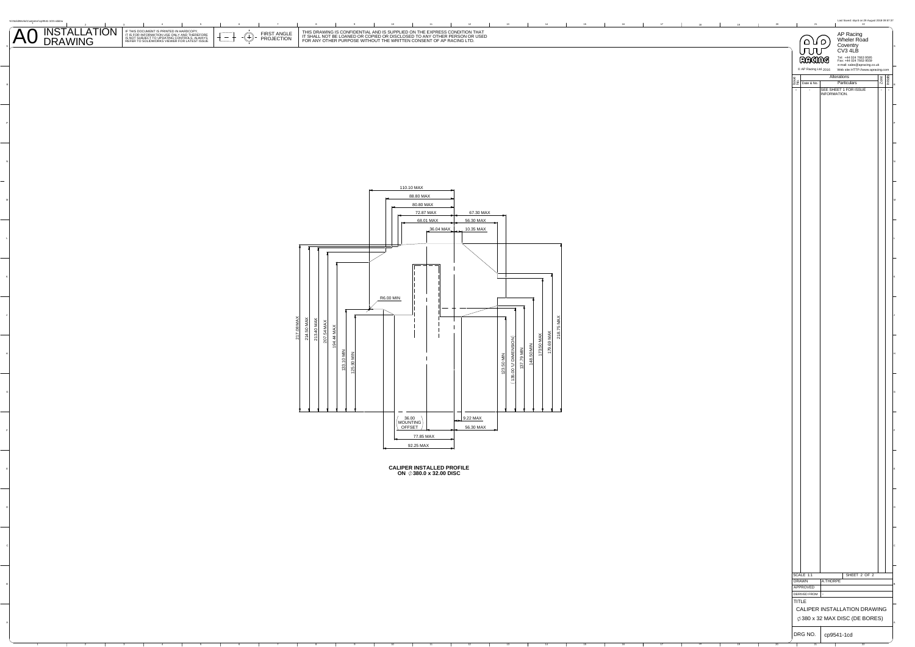# A0 INSTALLATION DRAWING

IF THIS DOCUMENT IS PRINTED IN HARDCOPY, IT IS FOR INFORMATION USE ONLY AND THEREFORE IS NOT SUBJECT TO UPDATING CONTROLS. ALWAYS REFER TO SOLIDWORKS VIEWER FOR LATEST ISSUE.

FIRST ANGLE PROJECTION

THIS DRAWING IS CONFIDENTIAL AND IS SUPPLIED ON THE EXPRESS CONDITION THAT IT SHALL NOT BE LOANED OR COPIED OR DISCLOSED TO ANY OTHER PERSON OR USED FOR ANY OTHER PURPOSE WITHOUT THE WRITTEN CONSENT OF AP RACING LTD.

AP Racing
Wheler Road
Coventry
CV3 4LB

Tel: +44 024 7663 9595
Fax: +44 024 7663 9559
e-mail: sales@apracing.co.uk
Web site: HTTP://www.apracing.com

© AP Racing Ltd. 2016

| Issue No. | Date & No. | Alterations Particulars | Zone | Initials |
|---|---|---|---|---|
| - | - | SEE SHEET 1 FOR ISSUE INFORMATION. | - | - |

110.10 MAX
88.80 MAX
80.80 MAX
72.87 MAX
68.01 MAX
36.04 MAX
67.30 MAX
56.30 MAX
10.35 MAX
R6.00 MIN
217.08 MAX
214.50 MAX
213.40 MAX
207.54 MAX
194.44 MAX
133.10 MIN
125.90 MIN
123.50 MIN
(135.00 'U' DIMENSION)
137.79 MIN
148.50 MIN
173.50 MAX
179.69 MAX
218.75 MAX
36.00 MOUNTING OFFSET
9.22 MAX
56.30 MAX
77.85 MAX
92.25 MAX

**CALIPER INSTALLED PROFILE ON ∅380.0 x 32.00 DISC**

| | | |
|---|---|---|
| SCALE 1:1 | | SHEET 2 OF 2 |
| DRAWN | A.THORPE | |
| APPROVED | - | |
| DERIVED FROM | - | |
| TITLE | CALIPER INSTALLATION DRAWING ∅380 x 32 MAX DISC (DE BORES) | |
| DRG NO. | cp9541-1cd | |